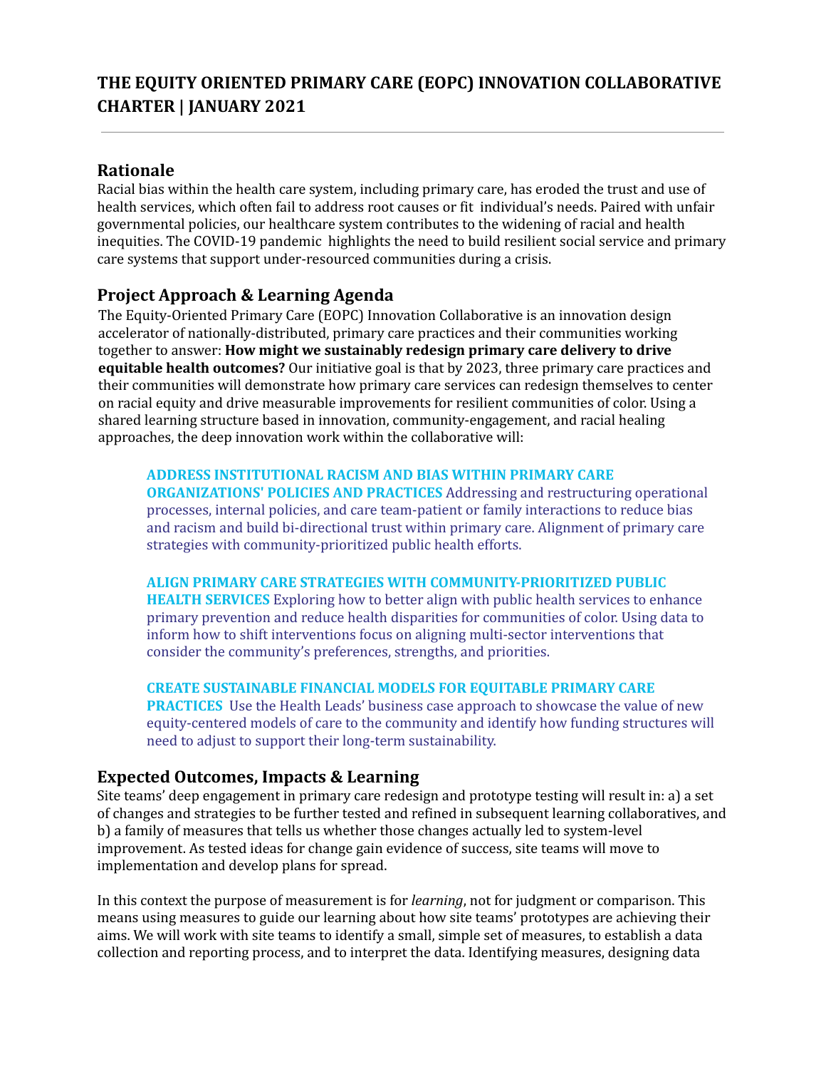# THE EQUITY ORIENTED PRIMARY CARE (EOPC) INNOVATION COLLABORATIVE CHARTER | JANUARY 2021

---

## Rationale

Racial bias within the health care system, including primary care, has eroded the trust and use of health services, which often fail to address root causes or fit individual's needs. Paired with unfair governmental policies, our healthcare system contributes to the widening of racial and health inequities. The COVID-19 pandemic highlights the need to build resilient social service and primary care systems that support under-resourced communities during a crisis.

## Project Approach & Learning Agenda

The Equity-Oriented Primary Care (EOPC) Innovation Collaborative is an innovation design accelerator of nationally-distributed, primary care practices and their communities working together to answer: **How might we sustainably redesign primary care delivery to drive equitable health outcomes?** Our initiative goal is that by 2023, three primary care practices and their communities will demonstrate how primary care services can redesign themselves to center on racial equity and drive measurable improvements for resilient communities of color. Using a shared learning structure based in innovation, community-engagement, and racial healing approaches, the deep innovation work within the collaborative will:

> **ADDRESS INSTITUTIONAL RACISM AND BIAS WITHIN PRIMARY CARE ORGANIZATIONS' POLICIES AND PRACTICES** Addressing and restructuring operational processes, internal policies, and care team-patient or family interactions to reduce bias and racism and build bi-directional trust within primary care. Alignment of primary care strategies with community-prioritized public health efforts.
>
> **ALIGN PRIMARY CARE STRATEGIES WITH COMMUNITY-PRIORITIZED PUBLIC HEALTH SERVICES** Exploring how to better align with public health services to enhance primary prevention and reduce health disparities for communities of color. Using data to inform how to shift interventions focus on aligning multi-sector interventions that consider the community's preferences, strengths, and priorities.
>
> **CREATE SUSTAINABLE FINANCIAL MODELS FOR EQUITABLE PRIMARY CARE PRACTICES** Use the Health Leads' business case approach to showcase the value of new equity-centered models of care to the community and identify how funding structures will need to adjust to support their long-term sustainability.

## Expected Outcomes, Impacts & Learning

Site teams' deep engagement in primary care redesign and prototype testing will result in: a) a set of changes and strategies to be further tested and refined in subsequent learning collaboratives, and b) a family of measures that tells us whether those changes actually led to system-level improvement. As tested ideas for change gain evidence of success, site teams will move to implementation and develop plans for spread.

In this context the purpose of measurement is for *learning*, not for judgment or comparison. This means using measures to guide our learning about how site teams' prototypes are achieving their aims. We will work with site teams to identify a small, simple set of measures, to establish a data collection and reporting process, and to interpret the data. Identifying measures, designing data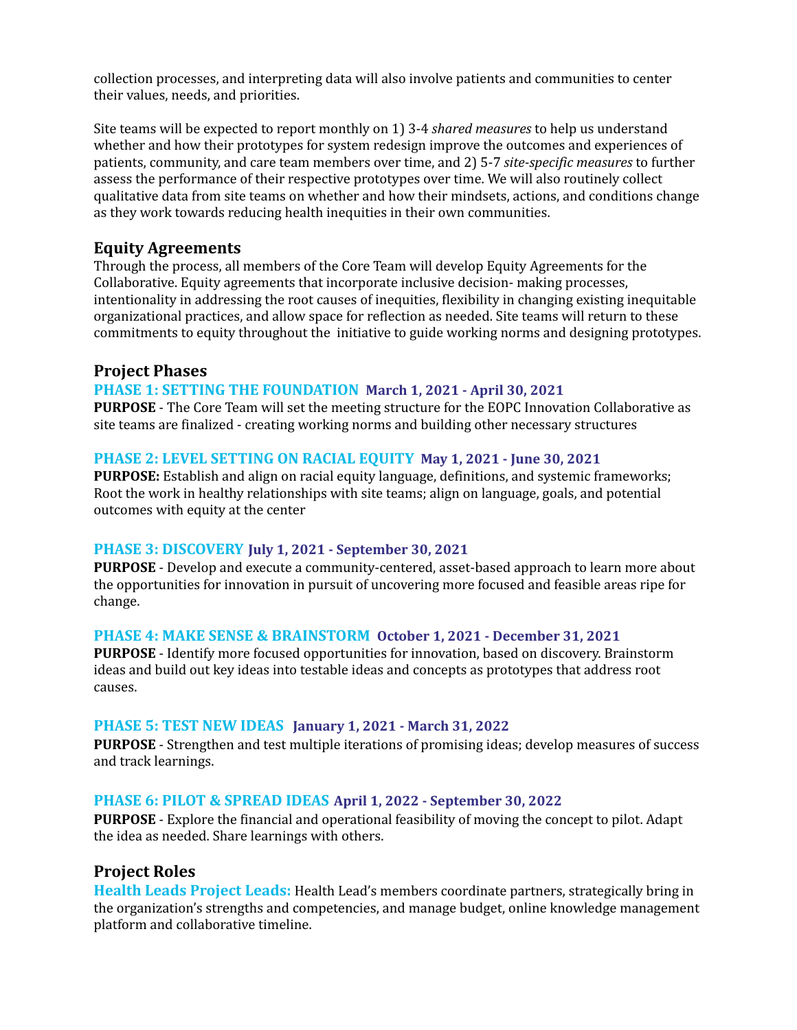collection processes, and interpreting data will also involve patients and communities to center their values, needs, and priorities.

Site teams will be expected to report monthly on 1) 3-4 *shared measures* to help us understand whether and how their prototypes for system redesign improve the outcomes and experiences of patients, community, and care team members over time, and 2) 5-7 *site-specific measures* to further assess the performance of their respective prototypes over time. We will also routinely collect qualitative data from site teams on whether and how their mindsets, actions, and conditions change as they work towards reducing health inequities in their own communities.

## Equity Agreements

Through the process, all members of the Core Team will develop Equity Agreements for the Collaborative. Equity agreements that incorporate inclusive decision- making processes, intentionality in addressing the root causes of inequities, flexibility in changing existing inequitable organizational practices, and allow space for reflection as needed. Site teams will return to these commitments to equity throughout the initiative to guide working norms and designing prototypes.

## Project Phases

### PHASE 1: SETTING THE FOUNDATION **March 1, 2021 - April 30, 2021**

**PURPOSE** - The Core Team will set the meeting structure for the EOPC Innovation Collaborative as site teams are finalized - creating working norms and building other necessary structures

### PHASE 2: LEVEL SETTING ON RACIAL EQUITY **May 1, 2021 - June 30, 2021**

**PURPOSE:** Establish and align on racial equity language, definitions, and systemic frameworks; Root the work in healthy relationships with site teams; align on language, goals, and potential outcomes with equity at the center

### PHASE 3: DISCOVERY **July 1, 2021 - September 30, 2021**

**PURPOSE** - Develop and execute a community-centered, asset-based approach to learn more about the opportunities for innovation in pursuit of uncovering more focused and feasible areas ripe for change.

### PHASE 4: MAKE SENSE & BRAINSTORM **October 1, 2021 - December 31, 2021**

**PURPOSE** - Identify more focused opportunities for innovation, based on discovery. Brainstorm ideas and build out key ideas into testable ideas and concepts as prototypes that address root causes.

### PHASE 5: TEST NEW IDEAS **January 1, 2021 - March 31, 2022**

**PURPOSE** - Strengthen and test multiple iterations of promising ideas; develop measures of success and track learnings.

### PHASE 6: PILOT & SPREAD IDEAS **April 1, 2022 - September 30, 2022**

**PURPOSE** - Explore the financial and operational feasibility of moving the concept to pilot. Adapt the idea as needed. Share learnings with others.

## Project Roles

**Health Leads Project Leads:** Health Lead's members coordinate partners, strategically bring in the organization's strengths and competencies, and manage budget, online knowledge management platform and collaborative timeline.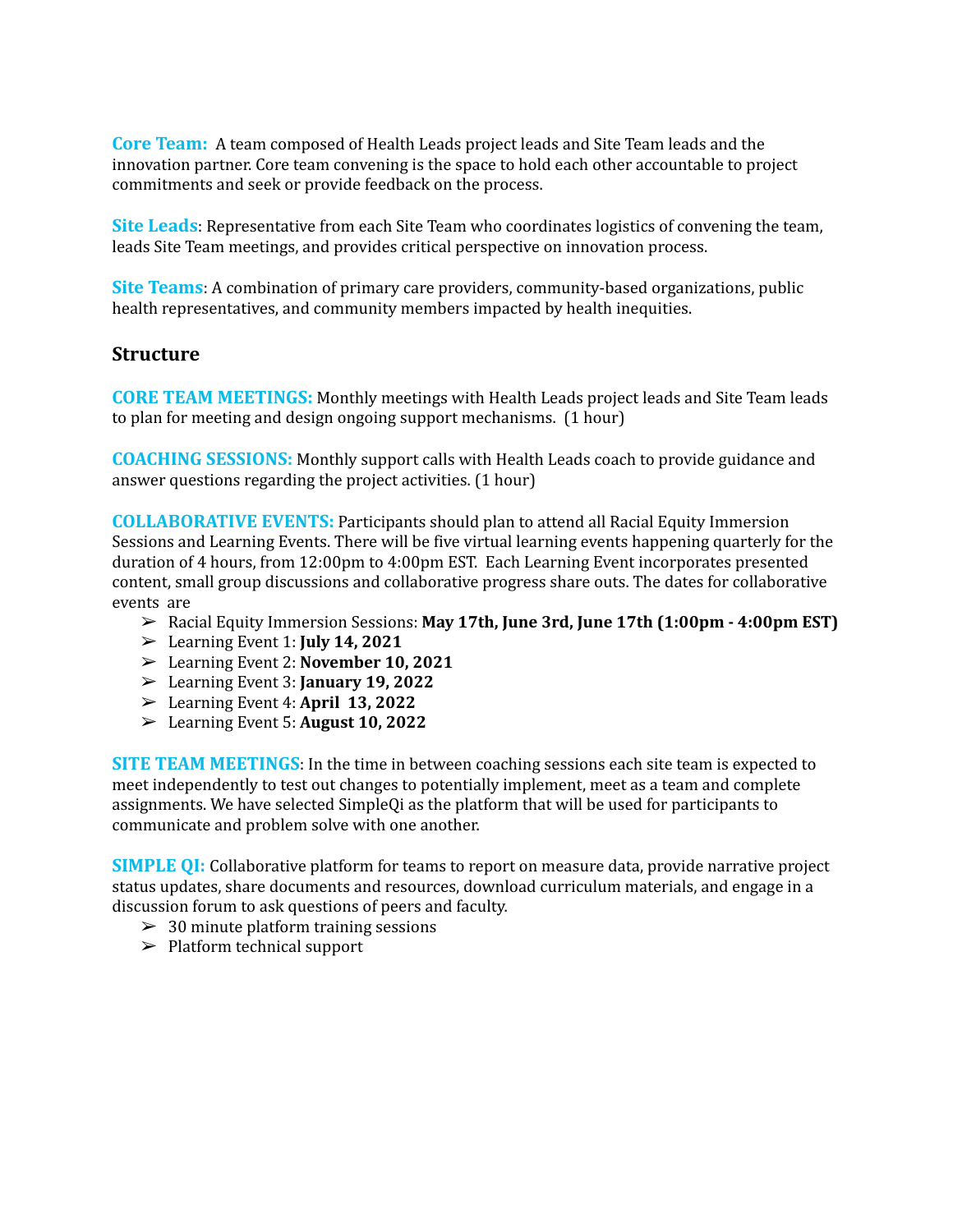**Core Team:** A team composed of Health Leads project leads and Site Team leads and the innovation partner. Core team convening is the space to hold each other accountable to project commitments and seek or provide feedback on the process.

**Site Leads**: Representative from each Site Team who coordinates logistics of convening the team, leads Site Team meetings, and provides critical perspective on innovation process.

**Site Teams**: A combination of primary care providers, community-based organizations, public health representatives, and community members impacted by health inequities.

## Structure

**CORE TEAM MEETINGS:** Monthly meetings with Health Leads project leads and Site Team leads to plan for meeting and design ongoing support mechanisms. (1 hour)

**COACHING SESSIONS:** Monthly support calls with Health Leads coach to provide guidance and answer questions regarding the project activities. (1 hour)

**COLLABORATIVE EVENTS:** Participants should plan to attend all Racial Equity Immersion Sessions and Learning Events. There will be five virtual learning events happening quarterly for the duration of 4 hours, from 12:00pm to 4:00pm EST. Each Learning Event incorporates presented content, small group discussions and collaborative progress share outs. The dates for collaborative events are

- Racial Equity Immersion Sessions: **May 17th, June 3rd, June 17th (1:00pm - 4:00pm EST)**
- Learning Event 1: **July 14, 2021**
- Learning Event 2: **November 10, 2021**
- Learning Event 3: **January 19, 2022**
- Learning Event 4: **April 13, 2022**
- Learning Event 5: **August 10, 2022**

**SITE TEAM MEETINGS**: In the time in between coaching sessions each site team is expected to meet independently to test out changes to potentially implement, meet as a team and complete assignments. We have selected SimpleQi as the platform that will be used for participants to communicate and problem solve with one another.

**SIMPLE QI:** Collaborative platform for teams to report on measure data, provide narrative project status updates, share documents and resources, download curriculum materials, and engage in a discussion forum to ask questions of peers and faculty.

- 30 minute platform training sessions
- Platform technical support